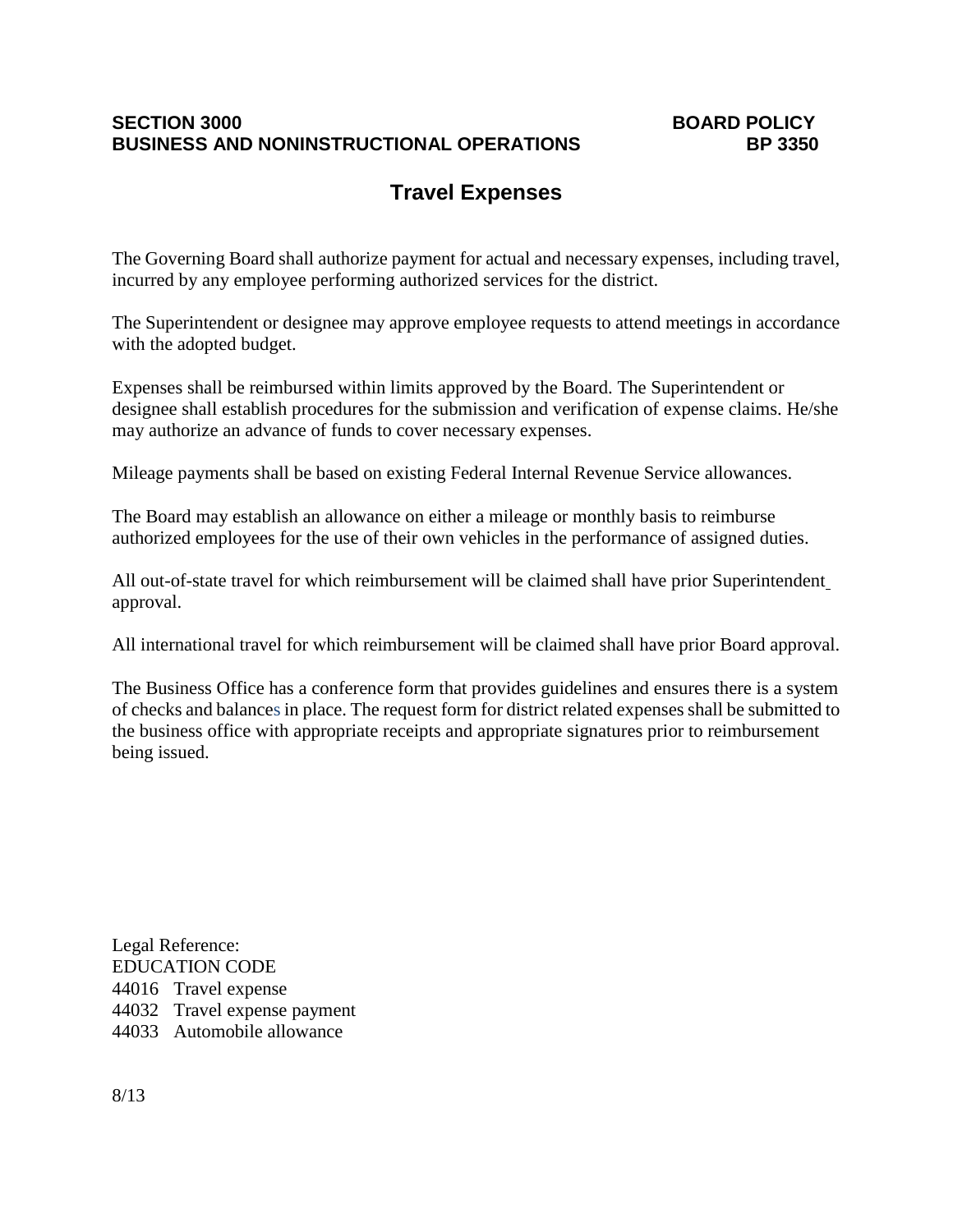**SECTION 3000** **BOARD POLICY**
**BUSINESS AND NONINSTRUCTIONAL OPERATIONS** **BP 3350**

# Travel Expenses

The Governing Board shall authorize payment for actual and necessary expenses, including travel, incurred by any employee performing authorized services for the district.

The Superintendent or designee may approve employee requests to attend meetings in accordance with the adopted budget.

Expenses shall be reimbursed within limits approved by the Board. The Superintendent or designee shall establish procedures for the submission and verification of expense claims. He/she may authorize an advance of funds to cover necessary expenses.

Mileage payments shall be based on existing Federal Internal Revenue Service allowances.

The Board may establish an allowance on either a mileage or monthly basis to reimburse authorized employees for the use of their own vehicles in the performance of assigned duties.

All out-of-state travel for which reimbursement will be claimed shall have prior Superintendent approval.

All international travel for which reimbursement will be claimed shall have prior Board approval.

The Business Office has a conference form that provides guidelines and ensures there is a system of checks and balances in place. The request form for district related expenses shall be submitted to the business office with appropriate receipts and appropriate signatures prior to reimbursement being issued.

Legal Reference:
EDUCATION CODE
44016 Travel expense
44032 Travel expense payment
44033 Automobile allowance

8/13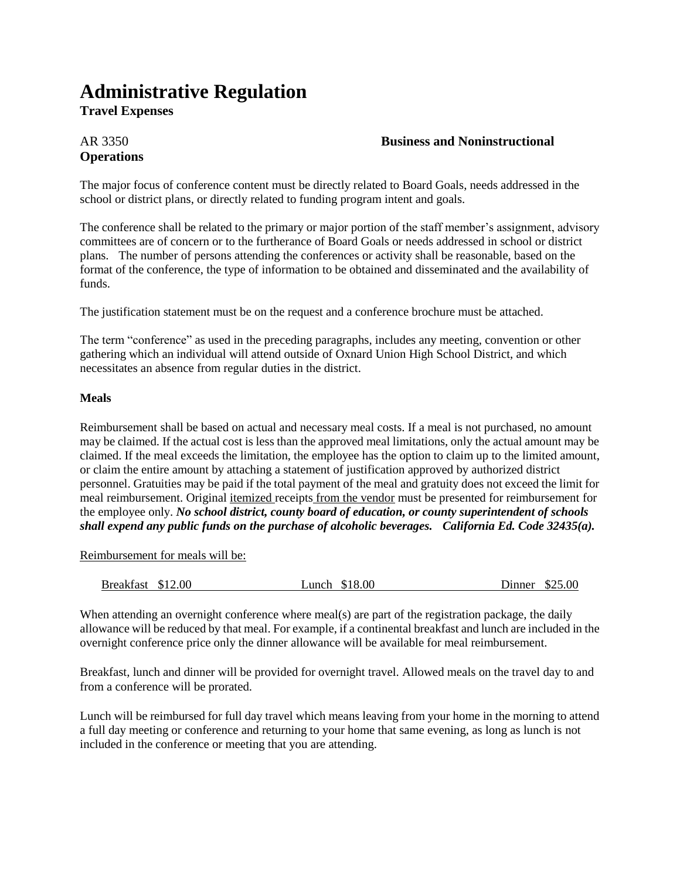Administrative Regulation

**Travel Expenses**

AR 3350 **Business and Noninstructional Operations**

The major focus of conference content must be directly related to Board Goals, needs addressed in the school or district plans, or directly related to funding program intent and goals.

The conference shall be related to the primary or major portion of the staff member's assignment, advisory committees are of concern or to the furtherance of Board Goals or needs addressed in school or district plans. The number of persons attending the conferences or activity shall be reasonable, based on the format of the conference, the type of information to be obtained and disseminated and the availability of funds.

The justification statement must be on the request and a conference brochure must be attached.

The term "conference" as used in the preceding paragraphs, includes any meeting, convention or other gathering which an individual will attend outside of Oxnard Union High School District, and which necessitates an absence from regular duties in the district.

**Meals**

Reimbursement shall be based on actual and necessary meal costs. If a meal is not purchased, no amount may be claimed. If the actual cost is less than the approved meal limitations, only the actual amount may be claimed. If the meal exceeds the limitation, the employee has the option to claim up to the limited amount, or claim the entire amount by attaching a statement of justification approved by authorized district personnel. Gratuities may be paid if the total payment of the meal and gratuity does not exceed the limit for meal reimbursement. Original itemized receipts from the vendor must be presented for reimbursement for the employee only. ***No school district, county board of education, or county superintendent of schools shall expend any public funds on the purchase of alcoholic beverages. California Ed. Code 32435(a).***

Reimbursement for meals will be:

Breakfast $12.00 Lunch $18.00 Dinner $25.00

When attending an overnight conference where meal(s) are part of the registration package, the daily allowance will be reduced by that meal. For example, if a continental breakfast and lunch are included in the overnight conference price only the dinner allowance will be available for meal reimbursement.

Breakfast, lunch and dinner will be provided for overnight travel. Allowed meals on the travel day to and from a conference will be prorated.

Lunch will be reimbursed for full day travel which means leaving from your home in the morning to attend a full day meeting or conference and returning to your home that same evening, as long as lunch is not included in the conference or meeting that you are attending.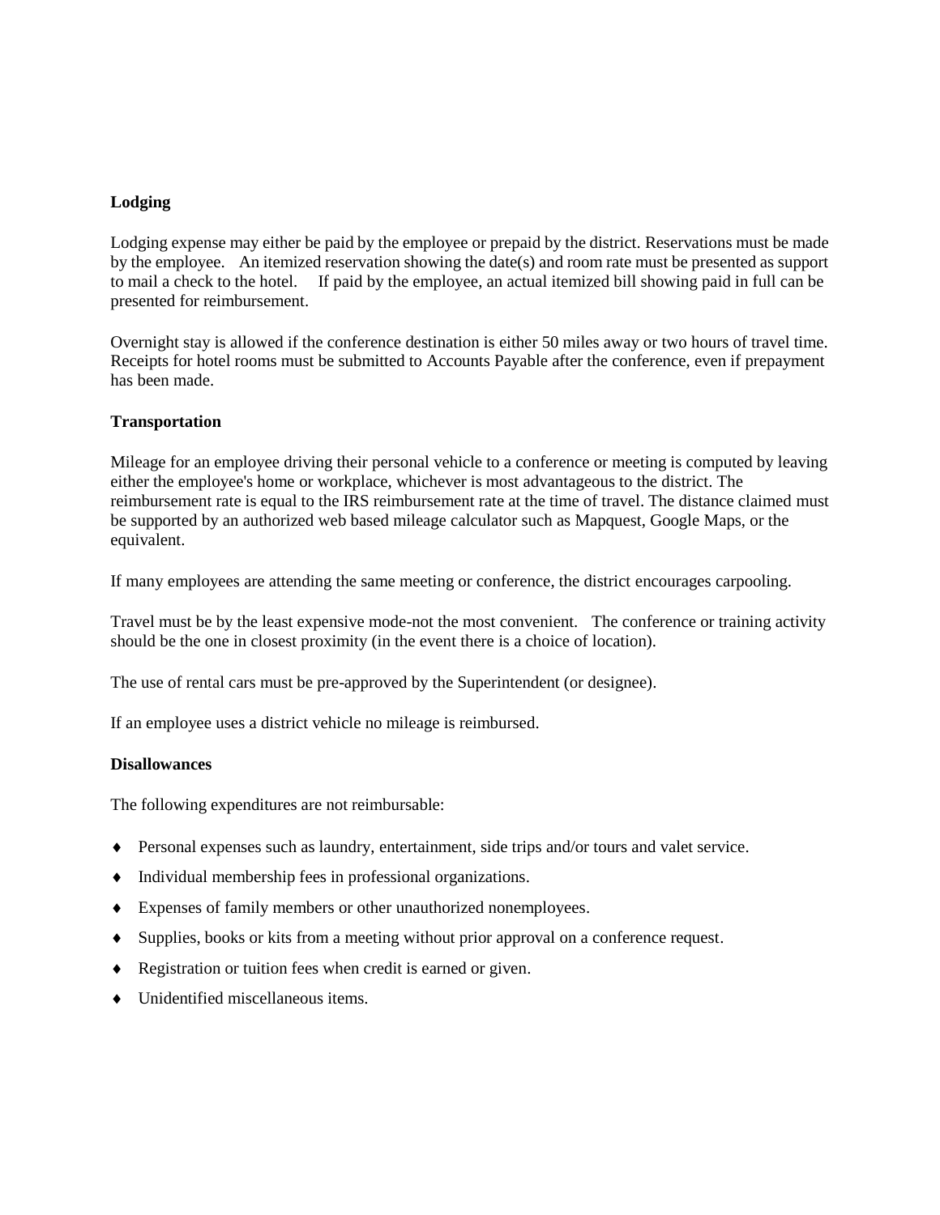**Lodging**

Lodging expense may either be paid by the employee or prepaid by the district. Reservations must be made by the employee. An itemized reservation showing the date(s) and room rate must be presented as support to mail a check to the hotel. If paid by the employee, an actual itemized bill showing paid in full can be presented for reimbursement.

Overnight stay is allowed if the conference destination is either 50 miles away or two hours of travel time. Receipts for hotel rooms must be submitted to Accounts Payable after the conference, even if prepayment has been made.

**Transportation**

Mileage for an employee driving their personal vehicle to a conference or meeting is computed by leaving either the employee's home or workplace, whichever is most advantageous to the district. The reimbursement rate is equal to the IRS reimbursement rate at the time of travel. The distance claimed must be supported by an authorized web based mileage calculator such as Mapquest, Google Maps, or the equivalent.

If many employees are attending the same meeting or conference, the district encourages carpooling.

Travel must be by the least expensive mode-not the most convenient. The conference or training activity should be the one in closest proximity (in the event there is a choice of location).

The use of rental cars must be pre-approved by the Superintendent (or designee).

If an employee uses a district vehicle no mileage is reimbursed.

**Disallowances**

The following expenditures are not reimbursable:

- Personal expenses such as laundry, entertainment, side trips and/or tours and valet service.
- Individual membership fees in professional organizations.
- Expenses of family members or other unauthorized nonemployees.
- Supplies, books or kits from a meeting without prior approval on a conference request.
- Registration or tuition fees when credit is earned or given.
- Unidentified miscellaneous items.